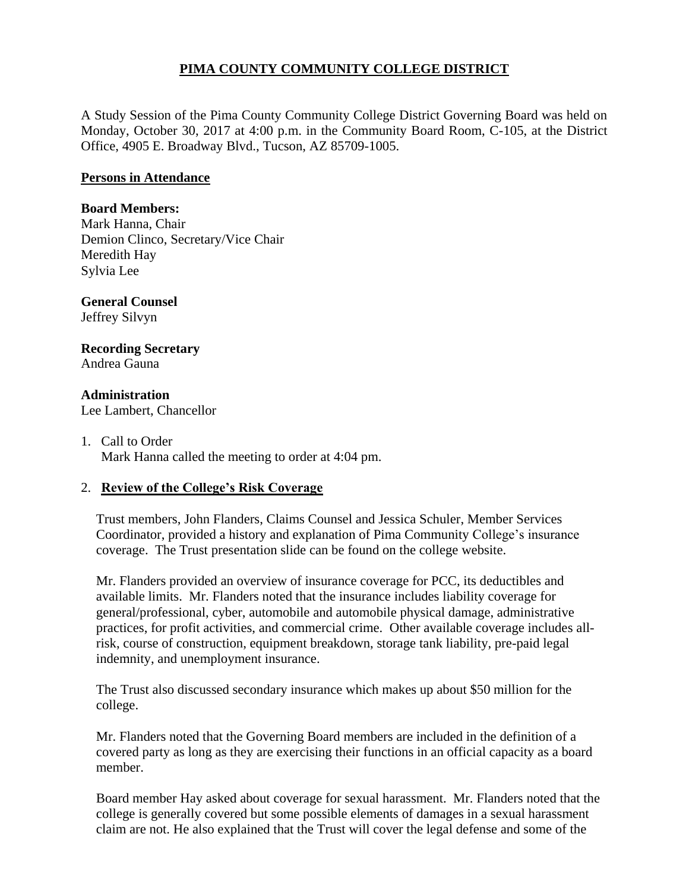# PIMA COUNTY COMMUNITY COLLEGE DISTRICT

A Study Session of the Pima County Community College District Governing Board was held on Monday, October 30, 2017 at 4:00 p.m. in the Community Board Room, C-105, at the District Office, 4905 E. Broadway Blvd., Tucson, AZ 85709-1005.

## Persons in Attendance

**Board Members:**
Mark Hanna, Chair
Demion Clinco, Secretary/Vice Chair
Meredith Hay
Sylvia Lee

**General Counsel**
Jeffrey Silvyn

**Recording Secretary**
Andrea Gauna

**Administration**
Lee Lambert, Chancellor

1. Call to Order
   Mark Hanna called the meeting to order at 4:04 pm.

2. **Review of the College's Risk Coverage**

   Trust members, John Flanders, Claims Counsel and Jessica Schuler, Member Services Coordinator, provided a history and explanation of Pima Community College's insurance coverage. The Trust presentation slide can be found on the college website.

   Mr. Flanders provided an overview of insurance coverage for PCC, its deductibles and available limits. Mr. Flanders noted that the insurance includes liability coverage for general/professional, cyber, automobile and automobile physical damage, administrative practices, for profit activities, and commercial crime. Other available coverage includes all-risk, course of construction, equipment breakdown, storage tank liability, pre-paid legal indemnity, and unemployment insurance.

   The Trust also discussed secondary insurance which makes up about $50 million for the college.

   Mr. Flanders noted that the Governing Board members are included in the definition of a covered party as long as they are exercising their functions in an official capacity as a board member.

   Board member Hay asked about coverage for sexual harassment. Mr. Flanders noted that the college is generally covered but some possible elements of damages in a sexual harassment claim are not. He also explained that the Trust will cover the legal defense and some of the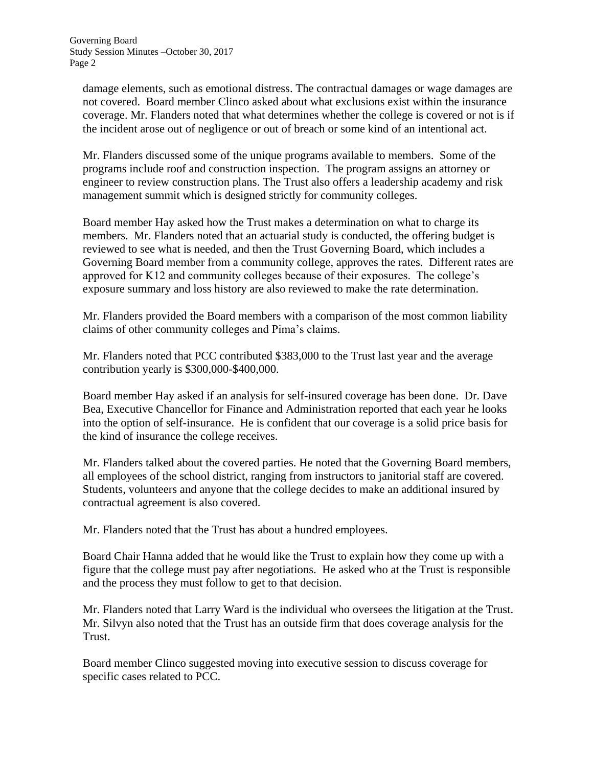damage elements, such as emotional distress. The contractual damages or wage damages are not covered. Board member Clinco asked about what exclusions exist within the insurance coverage. Mr. Flanders noted that what determines whether the college is covered or not is if the incident arose out of negligence or out of breach or some kind of an intentional act.

Mr. Flanders discussed some of the unique programs available to members. Some of the programs include roof and construction inspection. The program assigns an attorney or engineer to review construction plans. The Trust also offers a leadership academy and risk management summit which is designed strictly for community colleges.

Board member Hay asked how the Trust makes a determination on what to charge its members. Mr. Flanders noted that an actuarial study is conducted, the offering budget is reviewed to see what is needed, and then the Trust Governing Board, which includes a Governing Board member from a community college, approves the rates. Different rates are approved for K12 and community colleges because of their exposures. The college's exposure summary and loss history are also reviewed to make the rate determination.

Mr. Flanders provided the Board members with a comparison of the most common liability claims of other community colleges and Pima's claims.

Mr. Flanders noted that PCC contributed $383,000 to the Trust last year and the average contribution yearly is $300,000-$400,000.

Board member Hay asked if an analysis for self-insured coverage has been done. Dr. Dave Bea, Executive Chancellor for Finance and Administration reported that each year he looks into the option of self-insurance. He is confident that our coverage is a solid price basis for the kind of insurance the college receives.

Mr. Flanders talked about the covered parties. He noted that the Governing Board members, all employees of the school district, ranging from instructors to janitorial staff are covered. Students, volunteers and anyone that the college decides to make an additional insured by contractual agreement is also covered.

Mr. Flanders noted that the Trust has about a hundred employees.

Board Chair Hanna added that he would like the Trust to explain how they come up with a figure that the college must pay after negotiations. He asked who at the Trust is responsible and the process they must follow to get to that decision.

Mr. Flanders noted that Larry Ward is the individual who oversees the litigation at the Trust. Mr. Silvyn also noted that the Trust has an outside firm that does coverage analysis for the Trust.

Board member Clinco suggested moving into executive session to discuss coverage for specific cases related to PCC.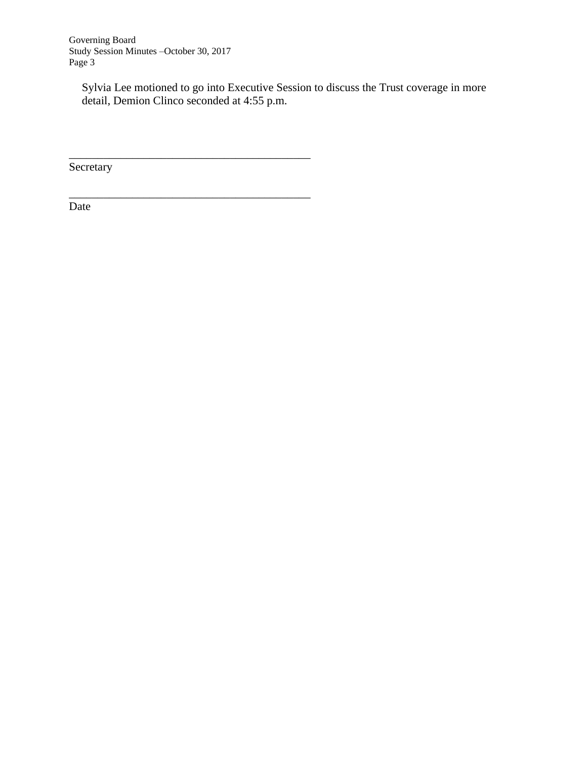Sylvia Lee motioned to go into Executive Session to discuss the Trust coverage in more detail, Demion Clinco seconded at 4:55 p.m.

\_\_\_\_\_\_\_\_\_\_\_\_\_\_\_\_\_\_\_\_\_\_\_\_\_\_\_\_\_\_\_\_\_\_\_\_\_\_\_\_\_\_\_

Secretary

\_\_\_\_\_\_\_\_\_\_\_\_\_\_\_\_\_\_\_\_\_\_\_\_\_\_\_\_\_\_\_\_\_\_\_\_\_\_\_\_\_\_\_

Date